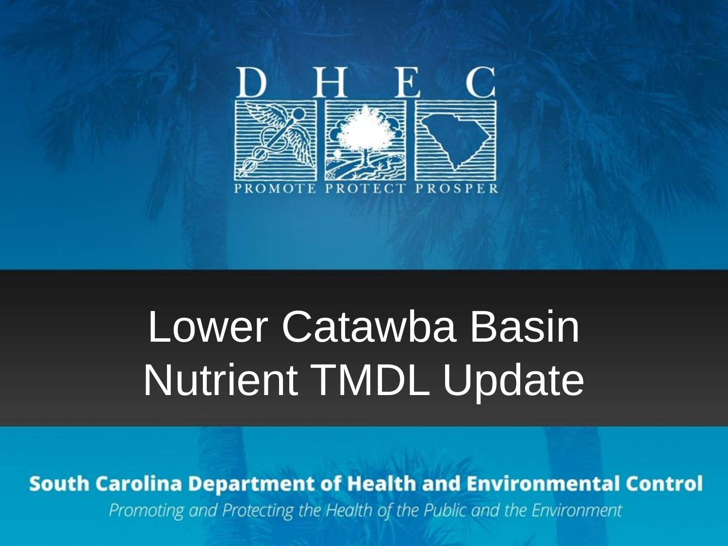D H E C

PROMOTE PROTECT PROSPER

# Lower Catawba Basin Nutrient TMDL Update

**South Carolina Department of Health and Environmental Control**

*Promoting and Protecting the Health of the Public and the Environment*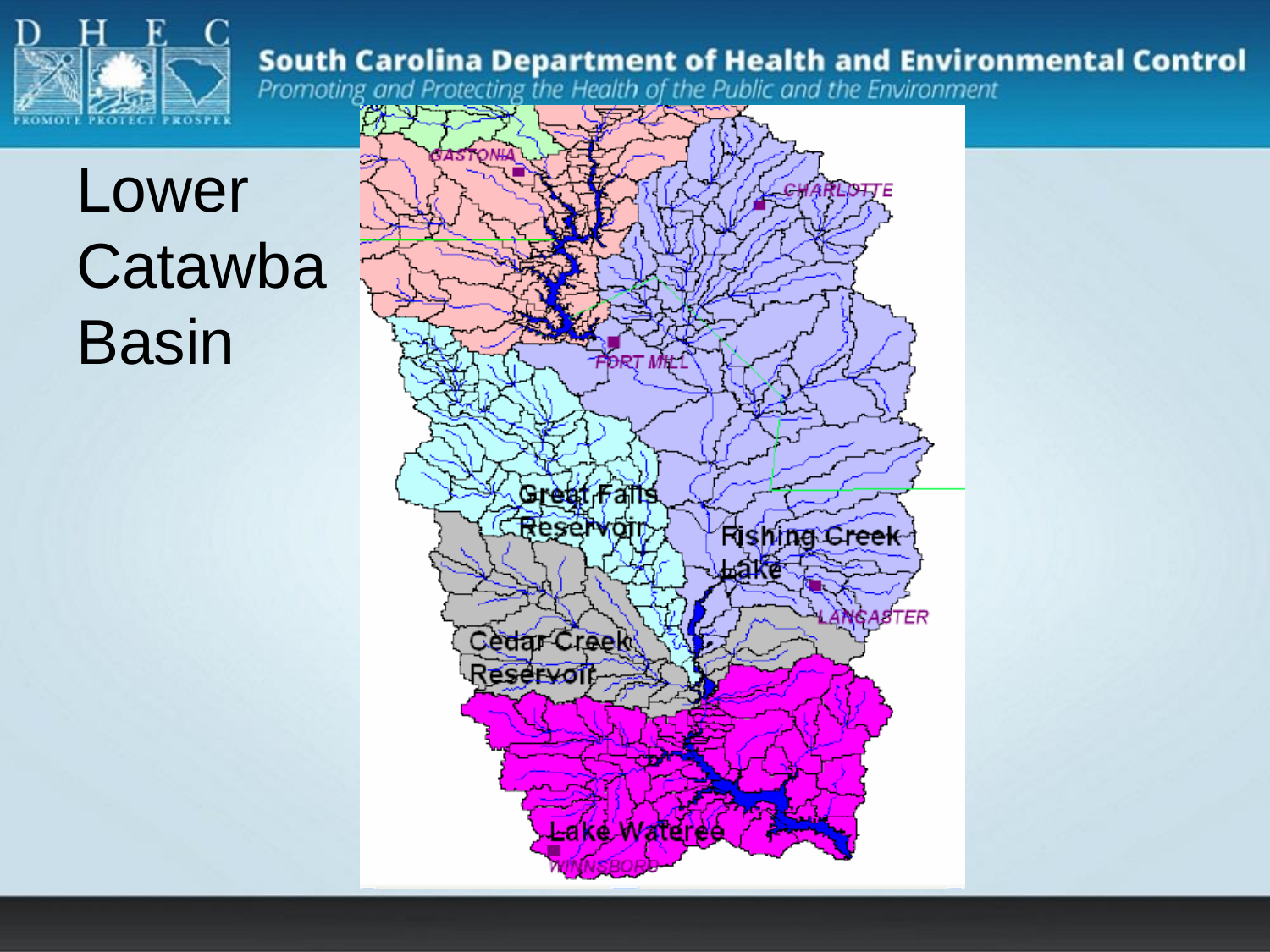# Lower Catawba Basin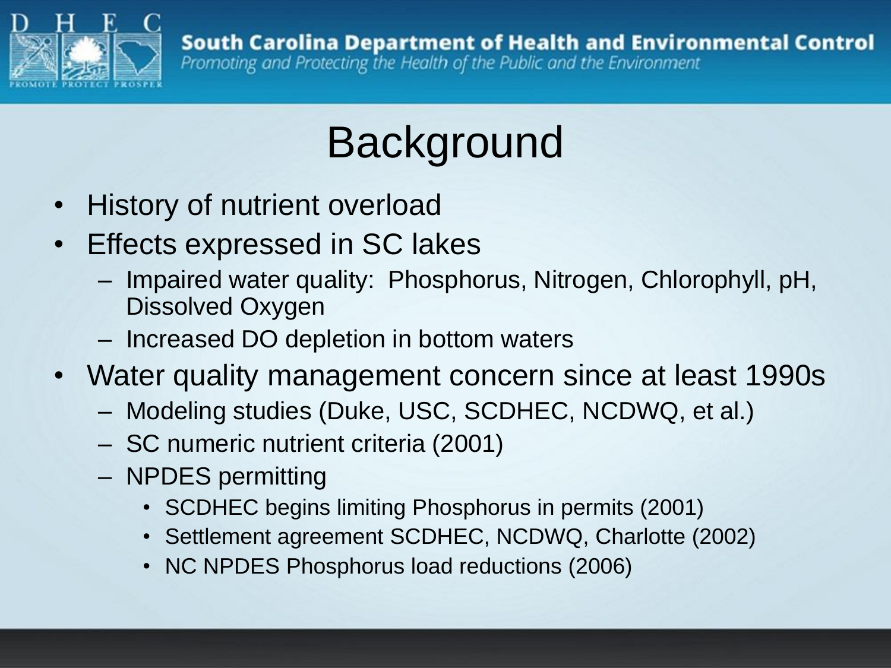# Background

- History of nutrient overload
- Effects expressed in SC lakes
  - Impaired water quality: Phosphorus, Nitrogen, Chlorophyll, pH, Dissolved Oxygen
  - Increased DO depletion in bottom waters
- Water quality management concern since at least 1990s
  - Modeling studies (Duke, USC, SCDHEC, NCDWQ, et al.)
  - SC numeric nutrient criteria (2001)
  - NPDES permitting
    - SCDHEC begins limiting Phosphorus in permits (2001)
    - Settlement agreement SCDHEC, NCDWQ, Charlotte (2002)
    - NC NPDES Phosphorus load reductions (2006)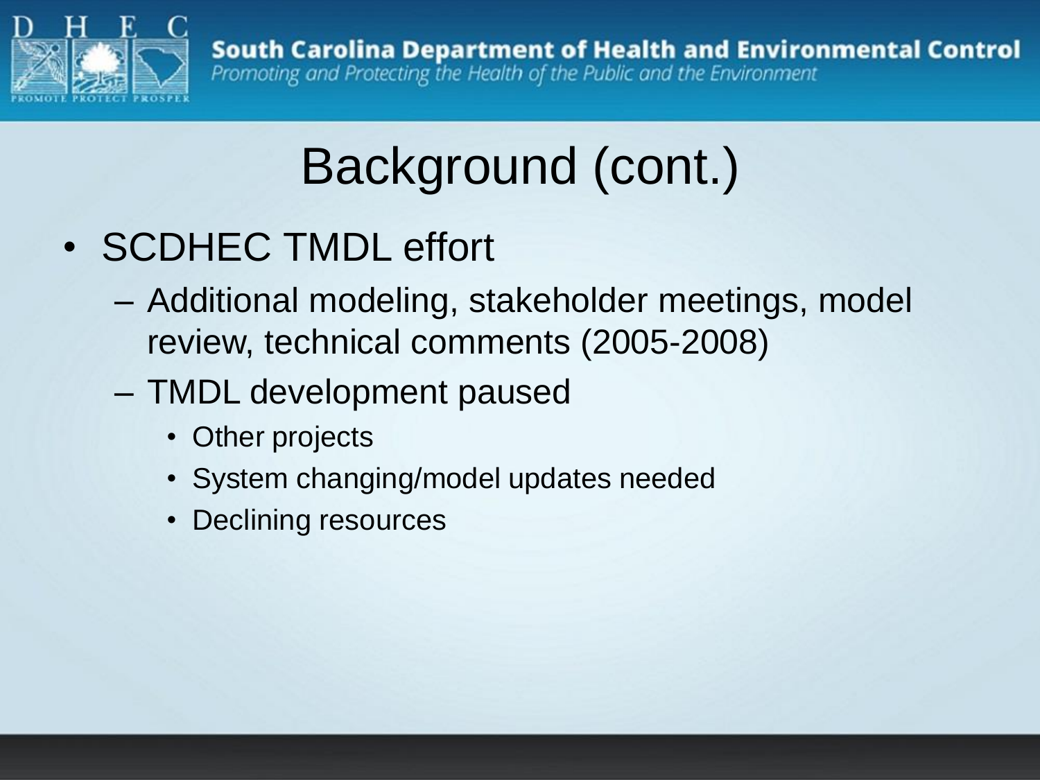# Background (cont.)

- SCDHEC TMDL effort
  - Additional modeling, stakeholder meetings, model review, technical comments (2005-2008)
  - TMDL development paused
    - Other projects
    - System changing/model updates needed
    - Declining resources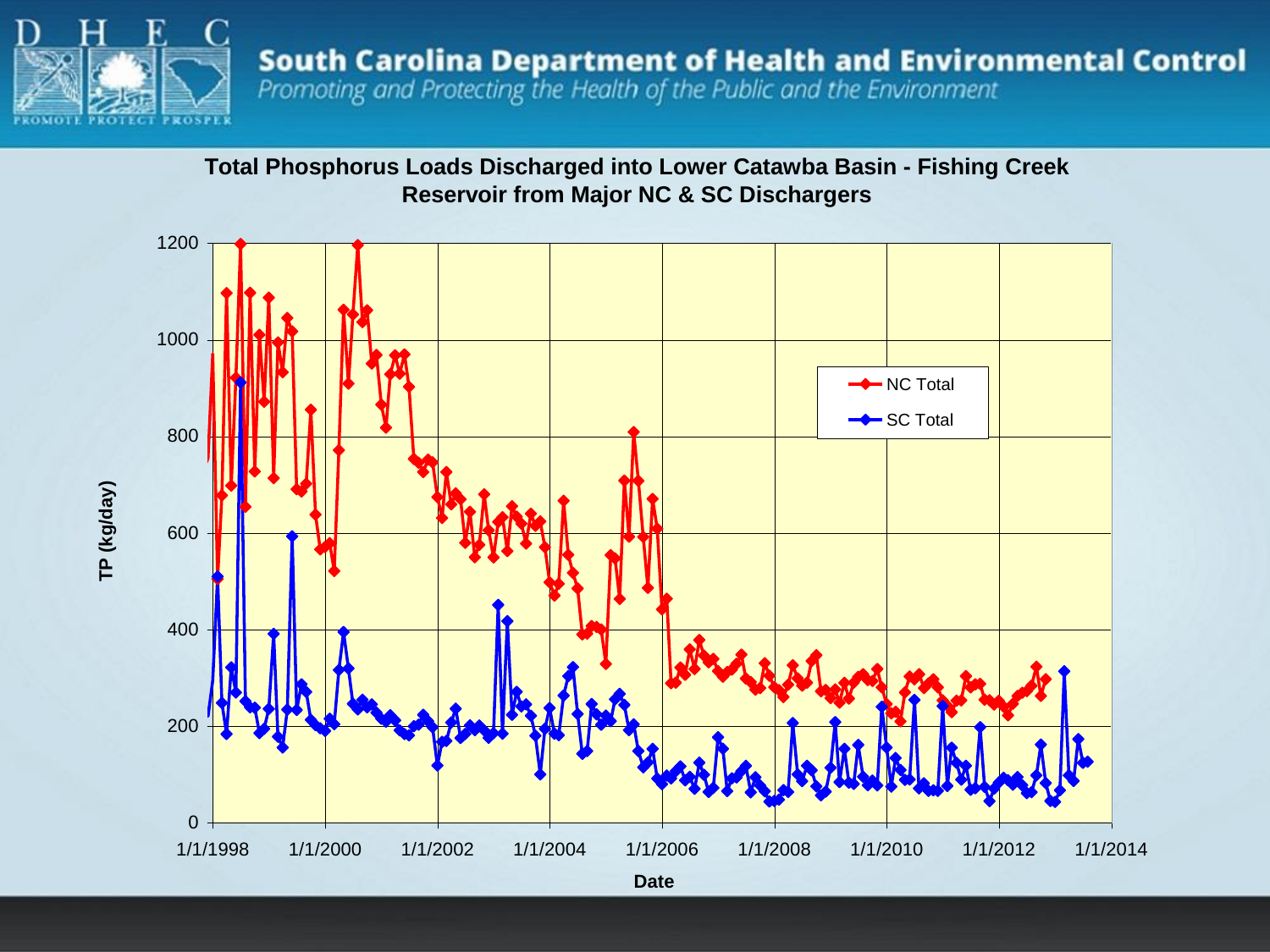South Carolina Department of Health and Environmental Control

*Promoting and Protecting the Health of the Public and the Environment*

## Total Phosphorus Loads Discharged into Lower Catawba Basin - Fishing Creek Reservoir from Major NC & SC Dischargers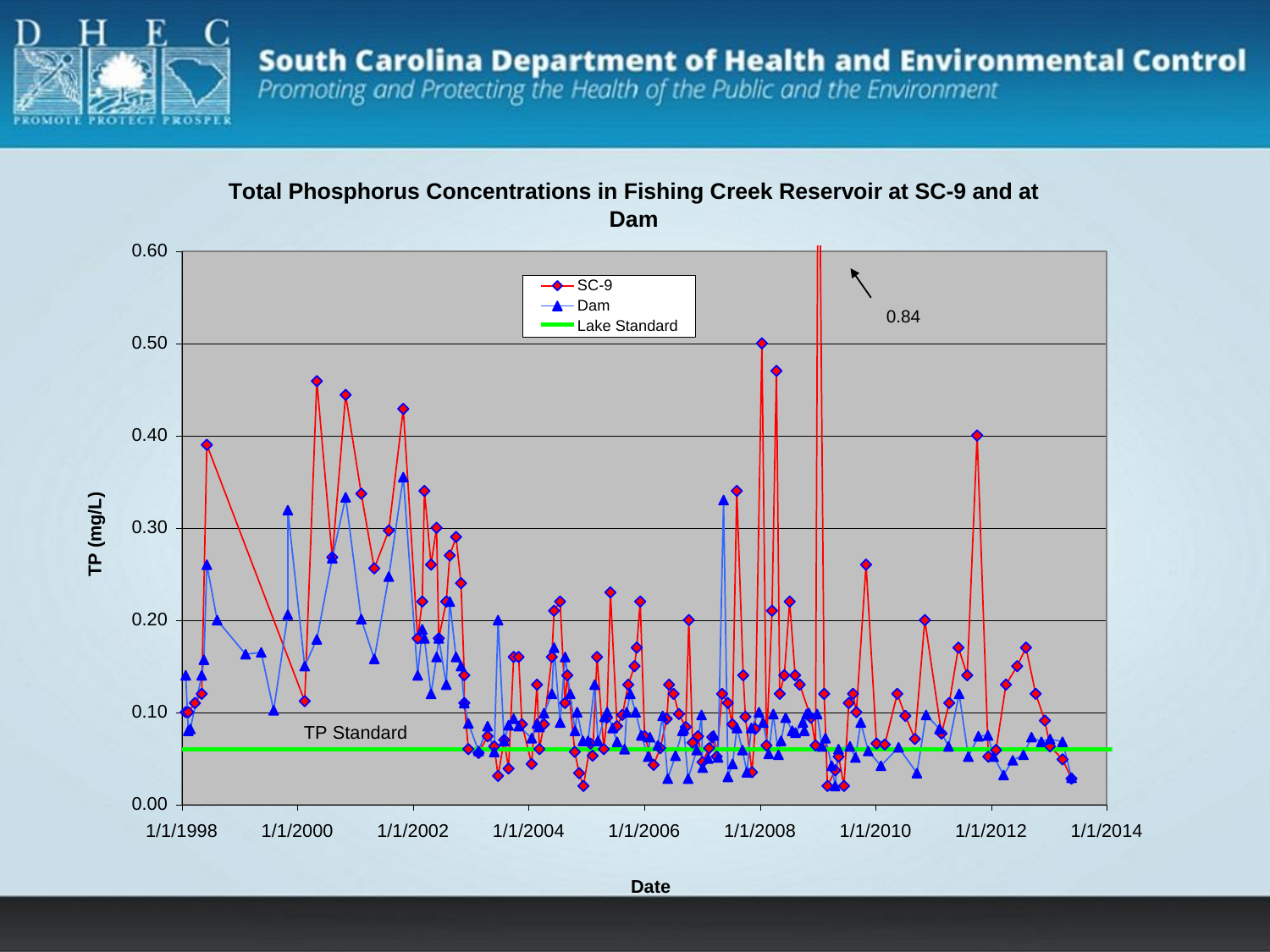# South Carolina Department of Health and Environmental Control

*Promoting and Protecting the Health of the Public and the Environment*

## Total Phosphorus Concentrations in Fishing Creek Reservoir at SC-9 and at Dam

TP (mg/L)

Date

- SC-9
- Dam
- Lake Standard

TP Standard

0.84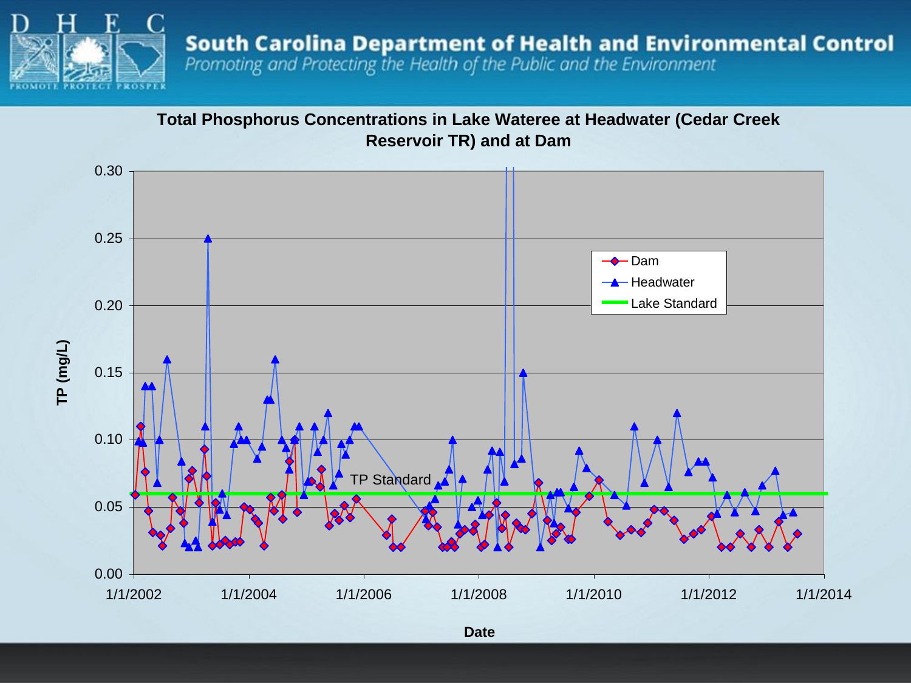# South Carolina Department of Health and Environmental Control

*Promoting and Protecting the Health of the Public and the Environment*

## Total Phosphorus Concentrations in Lake Wateree at Headwater (Cedar Creek Reservoir TR) and at Dam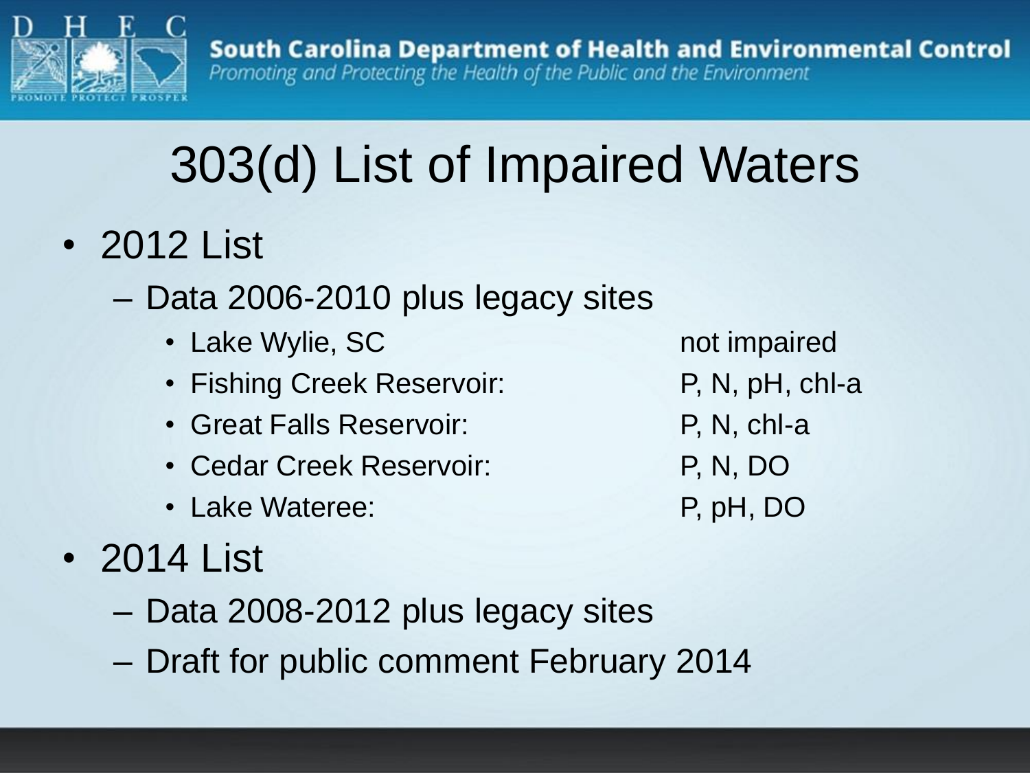# 303(d) List of Impaired Waters

- 2012 List
  - Data 2006-2010 plus legacy sites
    - Lake Wylie, SC — not impaired
    - Fishing Creek Reservoir: — P, N, pH, chl-a
    - Great Falls Reservoir: — P, N, chl-a
    - Cedar Creek Reservoir: — P, N, DO
    - Lake Wateree: — P, pH, DO
- 2014 List
  - Data 2008-2012 plus legacy sites
  - Draft for public comment February 2014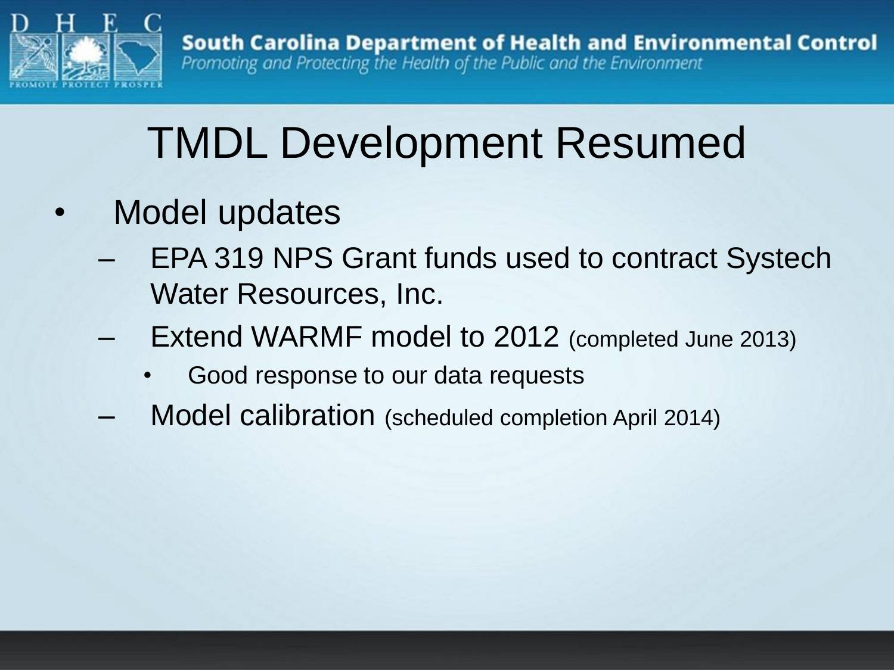# TMDL Development Resumed

- Model updates
  - EPA 319 NPS Grant funds used to contract Systech Water Resources, Inc.
  - Extend WARMF model to 2012 (completed June 2013)
    - Good response to our data requests
  - Model calibration (scheduled completion April 2014)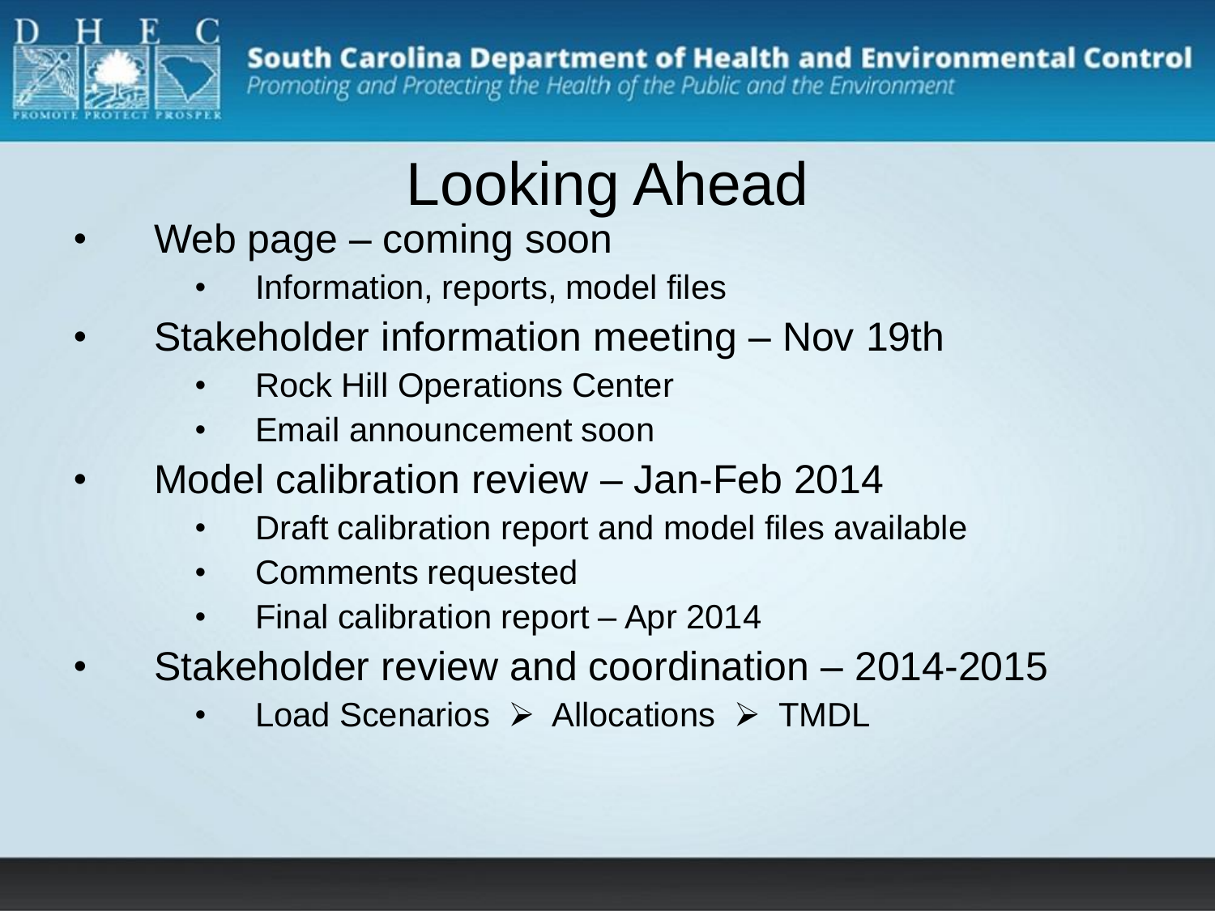# Looking Ahead

- Web page – coming soon
  - Information, reports, model files
- Stakeholder information meeting – Nov 19th
  - Rock Hill Operations Center
  - Email announcement soon
- Model calibration review – Jan-Feb 2014
  - Draft calibration report and model files available
  - Comments requested
  - Final calibration report – Apr 2014
- Stakeholder review and coordination – 2014-2015
  - Load Scenarios ➢ Allocations ➢ TMDL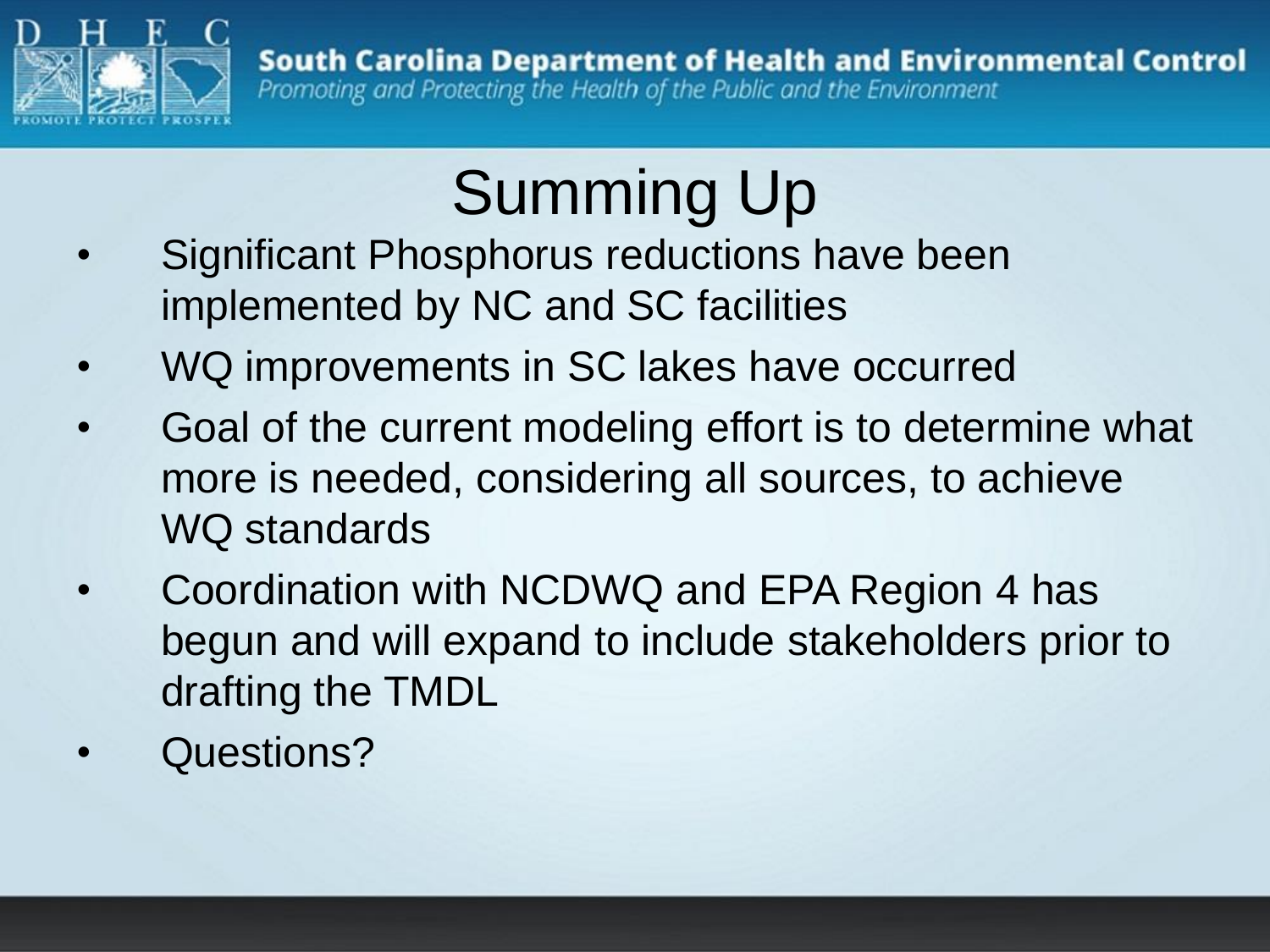# Summing Up

- Significant Phosphorus reductions have been implemented by NC and SC facilities
- WQ improvements in SC lakes have occurred
- Goal of the current modeling effort is to determine what more is needed, considering all sources, to achieve WQ standards
- Coordination with NCDWQ and EPA Region 4 has begun and will expand to include stakeholders prior to drafting the TMDL
- Questions?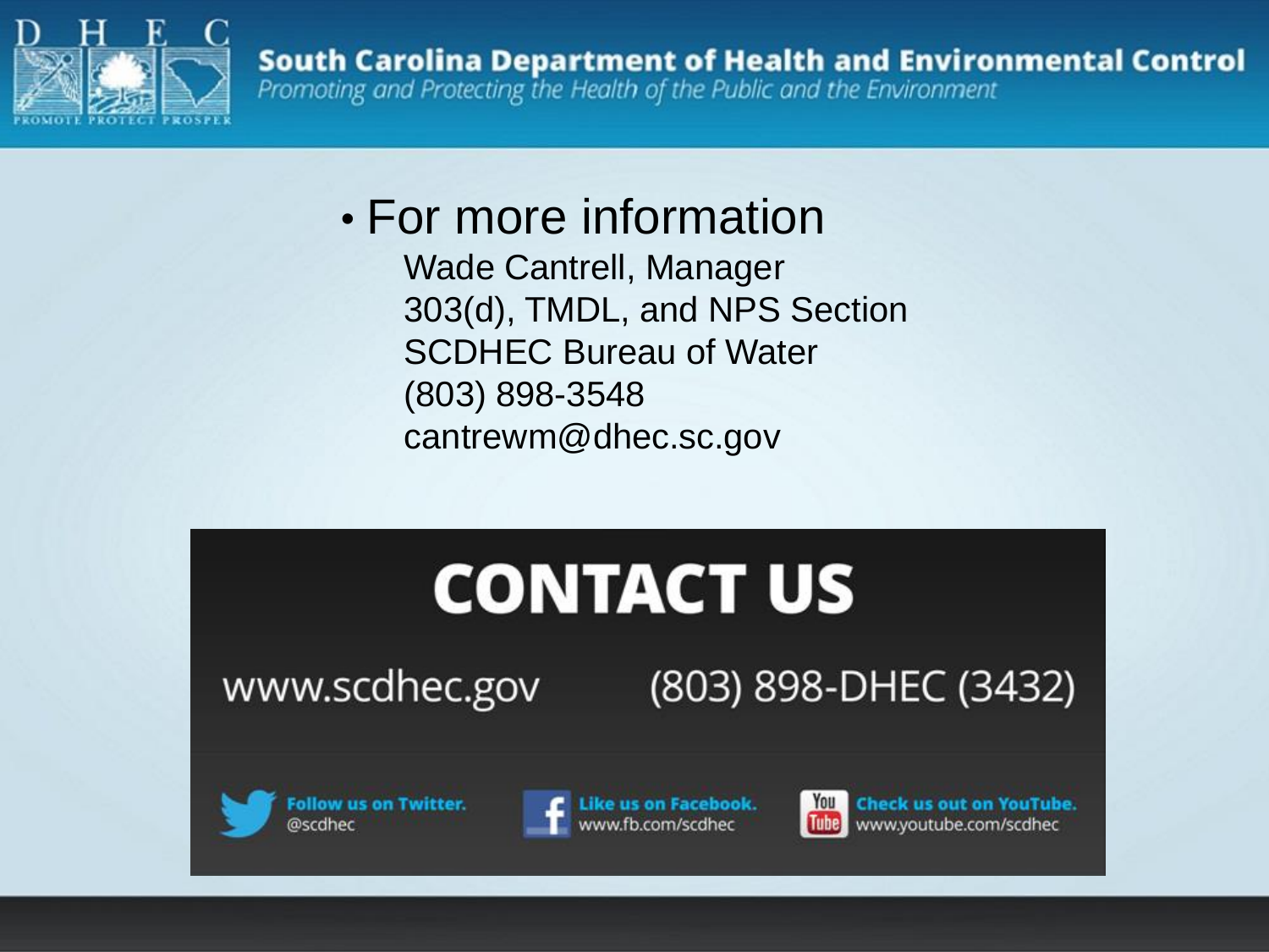- For more information

  Wade Cantrell, Manager
  303(d), TMDL, and NPS Section
  SCDHEC Bureau of Water
  (803) 898-3548
  cantrewm@dhec.sc.gov

# CONTACT US

www.scdhec.gov (803) 898-DHEC (3432)

**Follow us on Twitter.** @scdhec

**Like us on Facebook.** www.fb.com/scdhec

**Check us out on YouTube.** www.youtube.com/scdhec